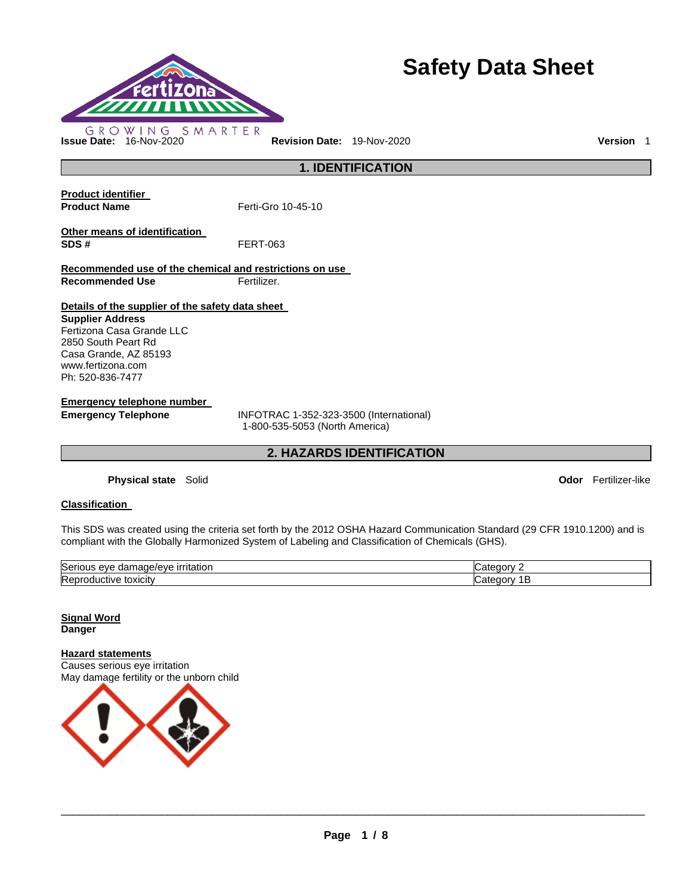# Safety Data Sheet

GROWING SMARTER

**Issue Date:** 16-Nov-2020 **Revision Date:** 19-Nov-2020 **Version** 1

## 1. IDENTIFICATION

**Product identifier**

**Product Name** Ferti-Gro 10-45-10

**Other means of identification**

**SDS #** FERT-063

**Recommended use of the chemical and restrictions on use**

**Recommended Use** Fertilizer.

**Details of the supplier of the safety data sheet**

**Supplier Address**
Fertizona Casa Grande LLC
2850 South Peart Rd
Casa Grande, AZ 85193
www.fertizona.com
Ph: 520-836-7477

**Emergency telephone number**

**Emergency Telephone** INFOTRAC 1-352-323-3500 (International)
1-800-535-5053 (North America)

## 2. HAZARDS IDENTIFICATION

**Physical state** Solid **Odor** Fertilizer-like

**Classification**

This SDS was created using the criteria set forth by the 2012 OSHA Hazard Communication Standard (29 CFR 1910.1200) and is compliant with the Globally Harmonized System of Labeling and Classification of Chemicals (GHS).

| Serious eye damage/eye irritation | Category 2 |
|---|---|
| Reproductive toxicity | Category 1B |

**Signal Word**
**Danger**

**Hazard statements**
Causes serious eye irritation
May damage fertility or the unborn child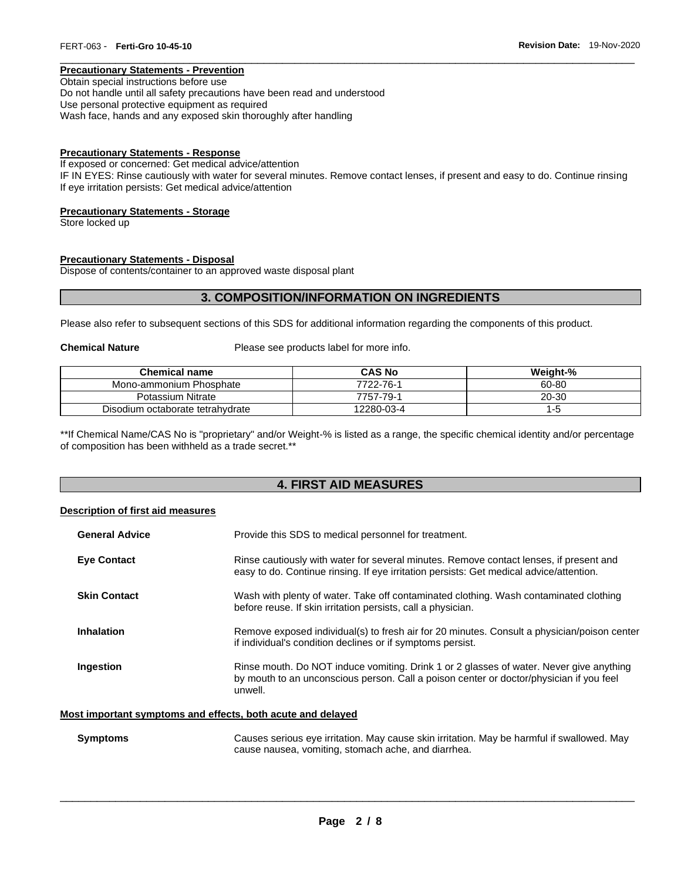**Precautionary Statements - Prevention**

Obtain special instructions before use
Do not handle until all safety precautions have been read and understood
Use personal protective equipment as required
Wash face, hands and any exposed skin thoroughly after handling

**Precautionary Statements - Response**

If exposed or concerned: Get medical advice/attention
IF IN EYES: Rinse cautiously with water for several minutes. Remove contact lenses, if present and easy to do. Continue rinsing
If eye irritation persists: Get medical advice/attention

**Precautionary Statements - Storage**

Store locked up

**Precautionary Statements - Disposal**

Dispose of contents/container to an approved waste disposal plant

## 3. COMPOSITION/INFORMATION ON INGREDIENTS

Please also refer to subsequent sections of this SDS for additional information regarding the components of this product.

**Chemical Nature** Please see products label for more info.

| Chemical name | CAS No | Weight-% |
|---|---|---|
| Mono-ammonium Phosphate | 7722-76-1 | 60-80 |
| Potassium Nitrate | 7757-79-1 | 20-30 |
| Disodium octaborate tetrahydrate | 12280-03-4 | 1-5 |

**If Chemical Name/CAS No is "proprietary" and/or Weight-% is listed as a range, the specific chemical identity and/or percentage of composition has been withheld as a trade secret.**

## 4. FIRST AID MEASURES

**Description of first aid measures**

**General Advice** Provide this SDS to medical personnel for treatment.

**Eye Contact** Rinse cautiously with water for several minutes. Remove contact lenses, if present and easy to do. Continue rinsing. If eye irritation persists: Get medical advice/attention.

**Skin Contact** Wash with plenty of water. Take off contaminated clothing. Wash contaminated clothing before reuse. If skin irritation persists, call a physician.

**Inhalation** Remove exposed individual(s) to fresh air for 20 minutes. Consult a physician/poison center if individual's condition declines or if symptoms persist.

**Ingestion** Rinse mouth. Do NOT induce vomiting. Drink 1 or 2 glasses of water. Never give anything by mouth to an unconscious person. Call a poison center or doctor/physician if you feel unwell.

**Most important symptoms and effects, both acute and delayed**

**Symptoms** Causes serious eye irritation. May cause skin irritation. May be harmful if swallowed. May cause nausea, vomiting, stomach ache, and diarrhea.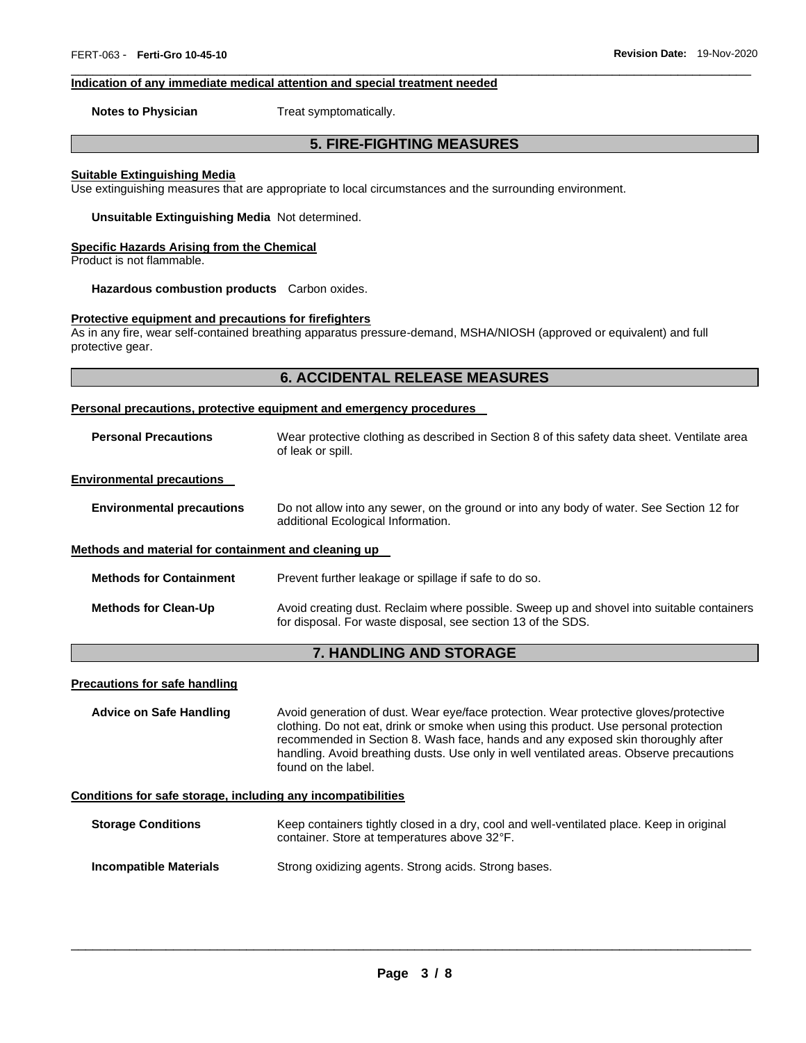#### Indication of any immediate medical attention and special treatment needed

**Notes to Physician** Treat symptomatically.

## 5. FIRE-FIGHTING MEASURES

#### Suitable Extinguishing Media

Use extinguishing measures that are appropriate to local circumstances and the surrounding environment.

**Unsuitable Extinguishing Media** Not determined.

#### Specific Hazards Arising from the Chemical

Product is not flammable.

**Hazardous combustion products** Carbon oxides.

#### Protective equipment and precautions for firefighters

As in any fire, wear self-contained breathing apparatus pressure-demand, MSHA/NIOSH (approved or equivalent) and full protective gear.

## 6. ACCIDENTAL RELEASE MEASURES

#### Personal precautions, protective equipment and emergency procedures

**Personal Precautions** Wear protective clothing as described in Section 8 of this safety data sheet. Ventilate area of leak or spill.

#### Environmental precautions

**Environmental precautions** Do not allow into any sewer, on the ground or into any body of water. See Section 12 for additional Ecological Information.

#### Methods and material for containment and cleaning up

**Methods for Containment** Prevent further leakage or spillage if safe to do so.

**Methods for Clean-Up** Avoid creating dust. Reclaim where possible. Sweep up and shovel into suitable containers for disposal. For waste disposal, see section 13 of the SDS.

## 7. HANDLING AND STORAGE

#### Precautions for safe handling

**Advice on Safe Handling** Avoid generation of dust. Wear eye/face protection. Wear protective gloves/protective clothing. Do not eat, drink or smoke when using this product. Use personal protection recommended in Section 8. Wash face, hands and any exposed skin thoroughly after handling. Avoid breathing dusts. Use only in well ventilated areas. Observe precautions found on the label.

#### Conditions for safe storage, including any incompatibilities

**Storage Conditions** Keep containers tightly closed in a dry, cool and well-ventilated place. Keep in original container. Store at temperatures above 32°F.

**Incompatible Materials** Strong oxidizing agents. Strong acids. Strong bases.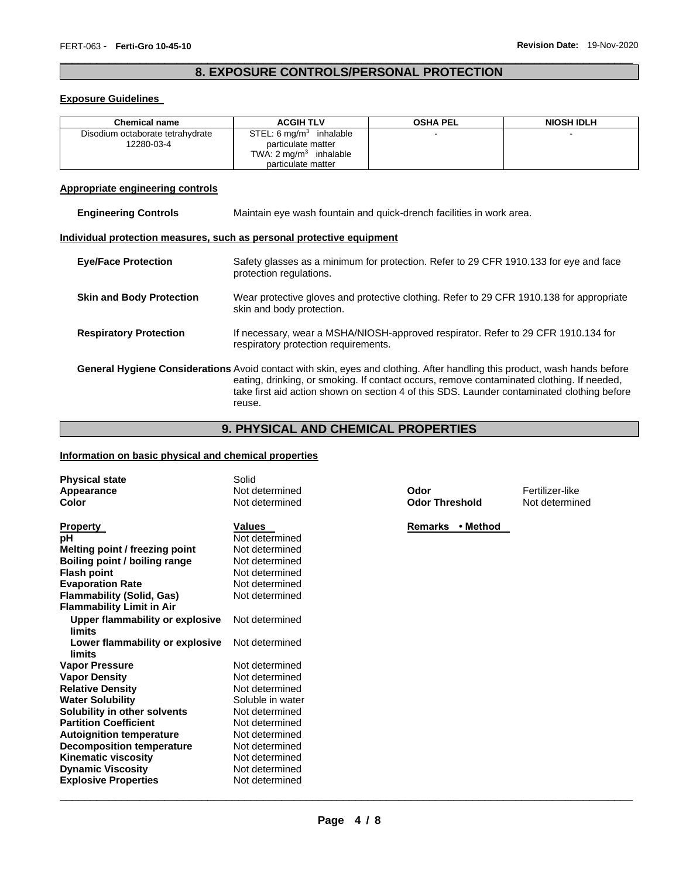## 8. EXPOSURE CONTROLS/PERSONAL PROTECTION

### Exposure Guidelines

| Chemical name | ACGIH TLV | OSHA PEL | NIOSH IDLH |
|---|---|---|---|
| Disodium octaborate tetrahydrate 12280-03-4 | STEL: 6 mg/m$^3$ inhalable particulate matter TWA: 2 mg/m$^3$ inhalable particulate matter | - | - |

### Appropriate engineering controls

**Engineering Controls** Maintain eye wash fountain and quick-drench facilities in work area.

### Individual protection measures, such as personal protective equipment

**Eye/Face Protection** Safety glasses as a minimum for protection. Refer to 29 CFR 1910.133 for eye and face protection regulations.

**Skin and Body Protection** Wear protective gloves and protective clothing. Refer to 29 CFR 1910.138 for appropriate skin and body protection.

**Respiratory Protection** If necessary, wear a MSHA/NIOSH-approved respirator. Refer to 29 CFR 1910.134 for respiratory protection requirements.

**General Hygiene Considerations** Avoid contact with skin, eyes and clothing. After handling this product, wash hands before eating, drinking, or smoking. If contact occurs, remove contaminated clothing. If needed, take first aid action shown on section 4 of this SDS. Launder contaminated clothing before reuse.

## 9. PHYSICAL AND CHEMICAL PROPERTIES

### Information on basic physical and chemical properties

**Physical state** Solid

**Appearance** Not determined

**Color** Not determined

**Odor** Fertilizer-like

**Odor Threshold** Not determined

| Property | Values | Remarks • Method |
|---|---|---|
| **pH** | Not determined | |
| **Melting point / freezing point** | Not determined | |
| **Boiling point / boiling range** | Not determined | |
| **Flash point** | Not determined | |
| **Evaporation Rate** | Not determined | |
| **Flammability (Solid, Gas)** | Not determined | |
| **Flammability Limit in Air** | | |
| **Upper flammability or explosive limits** | Not determined | |
| **Lower flammability or explosive limits** | Not determined | |
| **Vapor Pressure** | Not determined | |
| **Vapor Density** | Not determined | |
| **Relative Density** | Not determined | |
| **Water Solubility** | Soluble in water | |
| **Solubility in other solvents** | Not determined | |
| **Partition Coefficient** | Not determined | |
| **Autoignition temperature** | Not determined | |
| **Decomposition temperature** | Not determined | |
| **Kinematic viscosity** | Not determined | |
| **Dynamic Viscosity** | Not determined | |
| **Explosive Properties** | Not determined | |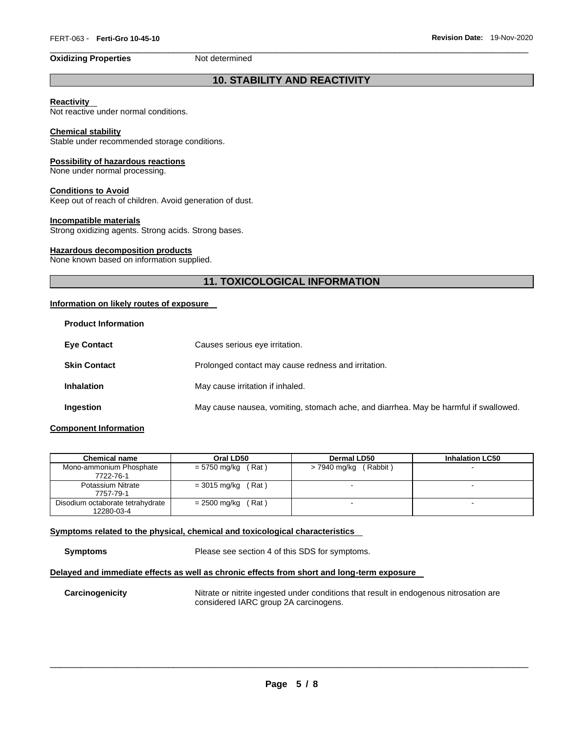**Oxidizing Properties** Not determined

## 10. STABILITY AND REACTIVITY

**Reactivity**
Not reactive under normal conditions.

**Chemical stability**
Stable under recommended storage conditions.

**Possibility of hazardous reactions**
None under normal processing.

**Conditions to Avoid**
Keep out of reach of children. Avoid generation of dust.

**Incompatible materials**
Strong oxidizing agents. Strong acids. Strong bases.

**Hazardous decomposition products**
None known based on information supplied.

## 11. TOXICOLOGICAL INFORMATION

**Information on likely routes of exposure**

**Product Information**

**Eye Contact** Causes serious eye irritation.

**Skin Contact** Prolonged contact may cause redness and irritation.

**Inhalation** May cause irritation if inhaled.

**Ingestion** May cause nausea, vomiting, stomach ache, and diarrhea. May be harmful if swallowed.

**Component Information**

| Chemical name | Oral LD50 | Dermal LD50 | Inhalation LC50 |
|---|---|---|---|
| Mono-ammonium Phosphate 7722-76-1 | = 5750 mg/kg ( Rat ) | > 7940 mg/kg ( Rabbit ) | - |
| Potassium Nitrate 7757-79-1 | = 3015 mg/kg ( Rat ) | - | - |
| Disodium octaborate tetrahydrate 12280-03-4 | = 2500 mg/kg ( Rat ) | - | - |

**Symptoms related to the physical, chemical and toxicological characteristics**

**Symptoms** Please see section 4 of this SDS for symptoms.

**Delayed and immediate effects as well as chronic effects from short and long-term exposure**

**Carcinogenicity** Nitrate or nitrite ingested under conditions that result in endogenous nitrosation are considered IARC group 2A carcinogens.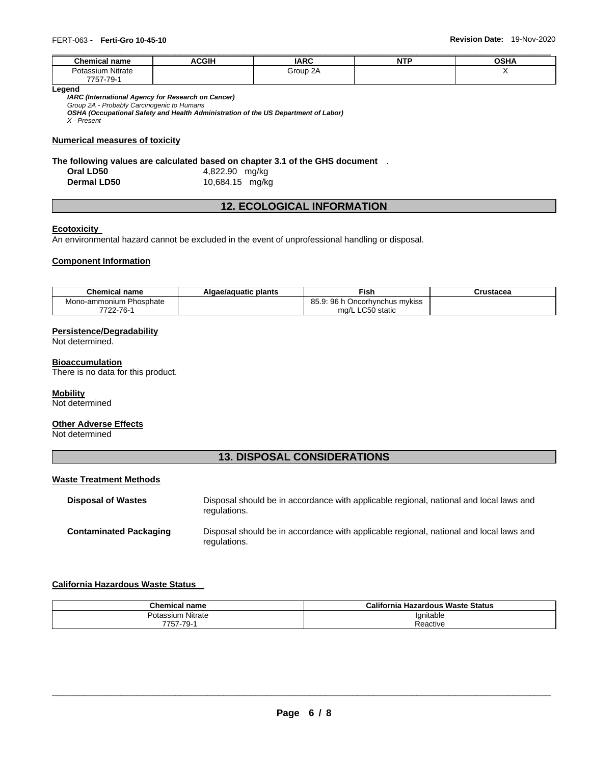| Chemical name | ACGIH | IARC | NTP | OSHA |
|---|---|---|---|---|
| Potassium Nitrate 7757-79-1 | | Group 2A | | X |

**Legend**

***IARC (International Agency for Research on Cancer)***
*Group 2A - Probably Carcinogenic to Humans*
***OSHA (Occupational Safety and Health Administration of the US Department of Labor)***
*X - Present*

**Numerical measures of toxicity**

**The following values are calculated based on chapter 3.1 of the GHS document** .

**Oral LD50** 4,822.90 mg/kg
**Dermal LD50** 10,684.15 mg/kg

## 12. ECOLOGICAL INFORMATION

**Ecotoxicity**

An environmental hazard cannot be excluded in the event of unprofessional handling or disposal.

**Component Information**

| Chemical name | Algae/aquatic plants | Fish | Crustacea |
|---|---|---|---|
| Mono-ammonium Phosphate 7722-76-1 | | 85.9: 96 h Oncorhynchus mykiss mg/L LC50 static | |

**Persistence/Degradability**

Not determined.

**Bioaccumulation**

There is no data for this product.

**Mobility**

Not determined

**Other Adverse Effects**

Not determined

## 13. DISPOSAL CONSIDERATIONS

**Waste Treatment Methods**

**Disposal of Wastes** Disposal should be in accordance with applicable regional, national and local laws and regulations.

**Contaminated Packaging** Disposal should be in accordance with applicable regional, national and local laws and regulations.

**California Hazardous Waste Status**

| Chemical name | California Hazardous Waste Status |
|---|---|
| Potassium Nitrate 7757-79-1 | Ignitable Reactive |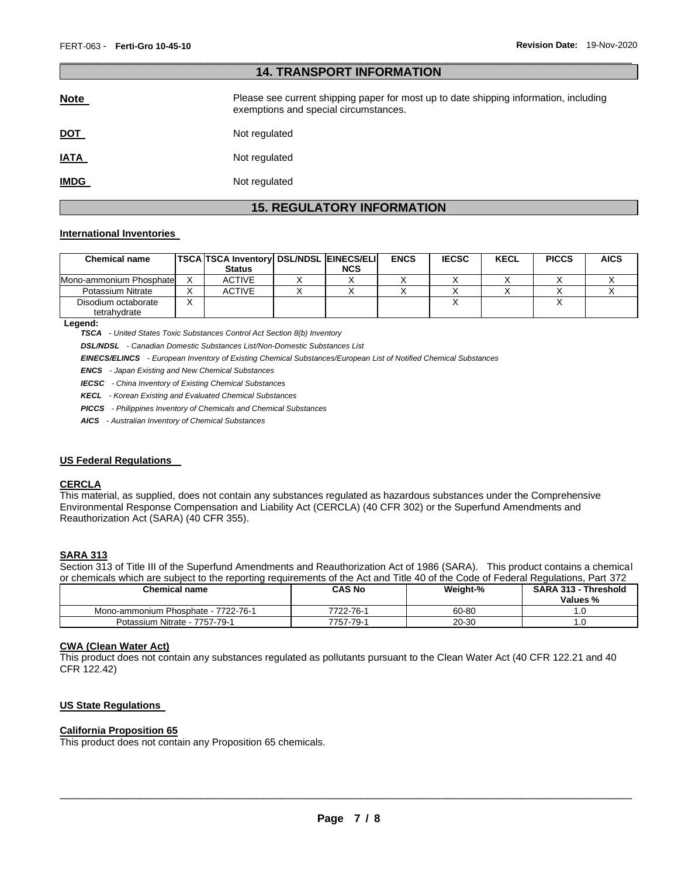## 14. TRANSPORT INFORMATION

**Note** Please see current shipping paper for most up to date shipping information, including exemptions and special circumstances.

**DOT** Not regulated

**IATA** Not regulated

**IMDG** Not regulated

## 15. REGULATORY INFORMATION

### International Inventories

| Chemical name | TSCA | TSCA Inventory Status | DSL/NDSL | EINECS/ELINCS | ENCS | IECSC | KECL | PICCS | AICS |
|---|---|---|---|---|---|---|---|---|---|
| Mono-ammonium Phosphate | X | ACTIVE | X | X | X | X | X | X | X |
| Potassium Nitrate | X | ACTIVE | X | X | X | X | X | X | X |
| Disodium octaborate tetrahydrate | X | | | | | X | | X | |

**Legend:**

***TSCA*** *- United States Toxic Substances Control Act Section 8(b) Inventory*

***DSL/NDSL*** *- Canadian Domestic Substances List/Non-Domestic Substances List*

***EINECS/ELINCS*** *- European Inventory of Existing Chemical Substances/European List of Notified Chemical Substances*

***ENCS*** *- Japan Existing and New Chemical Substances*

***IECSC*** *- China Inventory of Existing Chemical Substances*

***KECL*** *- Korean Existing and Evaluated Chemical Substances*

***PICCS*** *- Philippines Inventory of Chemicals and Chemical Substances*

***AICS*** *- Australian Inventory of Chemical Substances*

### US Federal Regulations

#### CERCLA

This material, as supplied, does not contain any substances regulated as hazardous substances under the Comprehensive Environmental Response Compensation and Liability Act (CERCLA) (40 CFR 302) or the Superfund Amendments and Reauthorization Act (SARA) (40 CFR 355).

#### SARA 313

Section 313 of Title III of the Superfund Amendments and Reauthorization Act of 1986 (SARA). This product contains a chemical or chemicals which are subject to the reporting requirements of the Act and Title 40 of the Code of Federal Regulations, Part 372

| Chemical name | CAS No | Weight-% | SARA 313 - Threshold Values % |
|---|---|---|---|
| Mono-ammonium Phosphate - 7722-76-1 | 7722-76-1 | 60-80 | 1.0 |
| Potassium Nitrate - 7757-79-1 | 7757-79-1 | 20-30 | 1.0 |

#### CWA (Clean Water Act)

This product does not contain any substances regulated as pollutants pursuant to the Clean Water Act (40 CFR 122.21 and 40 CFR 122.42)

### US State Regulations

#### California Proposition 65

This product does not contain any Proposition 65 chemicals.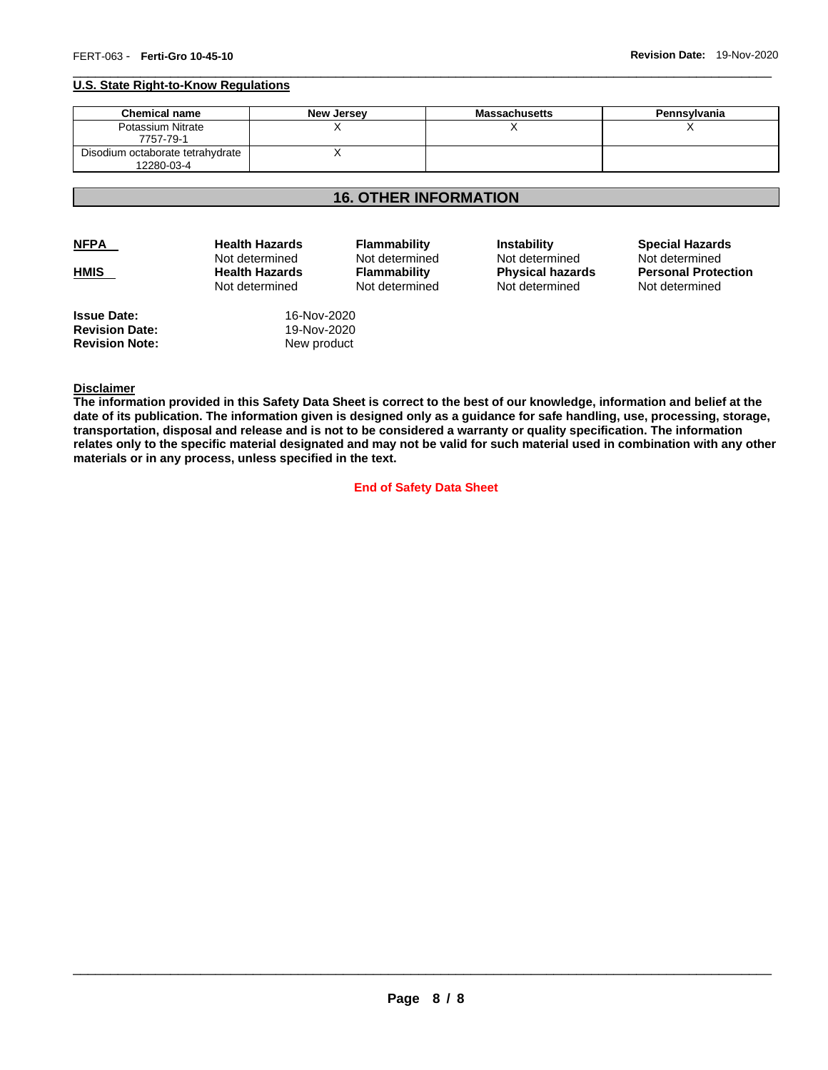### U.S. State Right-to-Know Regulations

| Chemical name | New Jersey | Massachusetts | Pennsylvania |
| --- | --- | --- | --- |
| Potassium Nitrate 7757-79-1 | X | X | X |
| Disodium octaborate tetrahydrate 12280-03-4 | X | | |

## 16. OTHER INFORMATION

| | | | | |
| --- | --- | --- | --- | --- |
| **NFPA** | **Health Hazards** Not determined | **Flammability** Not determined | **Instability** Not determined | **Special Hazards** Not determined |
| **HMIS** | **Health Hazards** Not determined | **Flammability** Not determined | **Physical hazards** Not determined | **Personal Protection** Not determined |

**Issue Date:** 16-Nov-2020
**Revision Date:** 19-Nov-2020
**Revision Note:** New product

**Disclaimer**

**The information provided in this Safety Data Sheet is correct to the best of our knowledge, information and belief at the date of its publication. The information given is designed only as a guidance for safe handling, use, processing, storage, transportation, disposal and release and is not to be considered a warranty or quality specification. The information relates only to the specific material designated and may not be valid for such material used in combination with any other materials or in any process, unless specified in the text.**

**End of Safety Data Sheet**